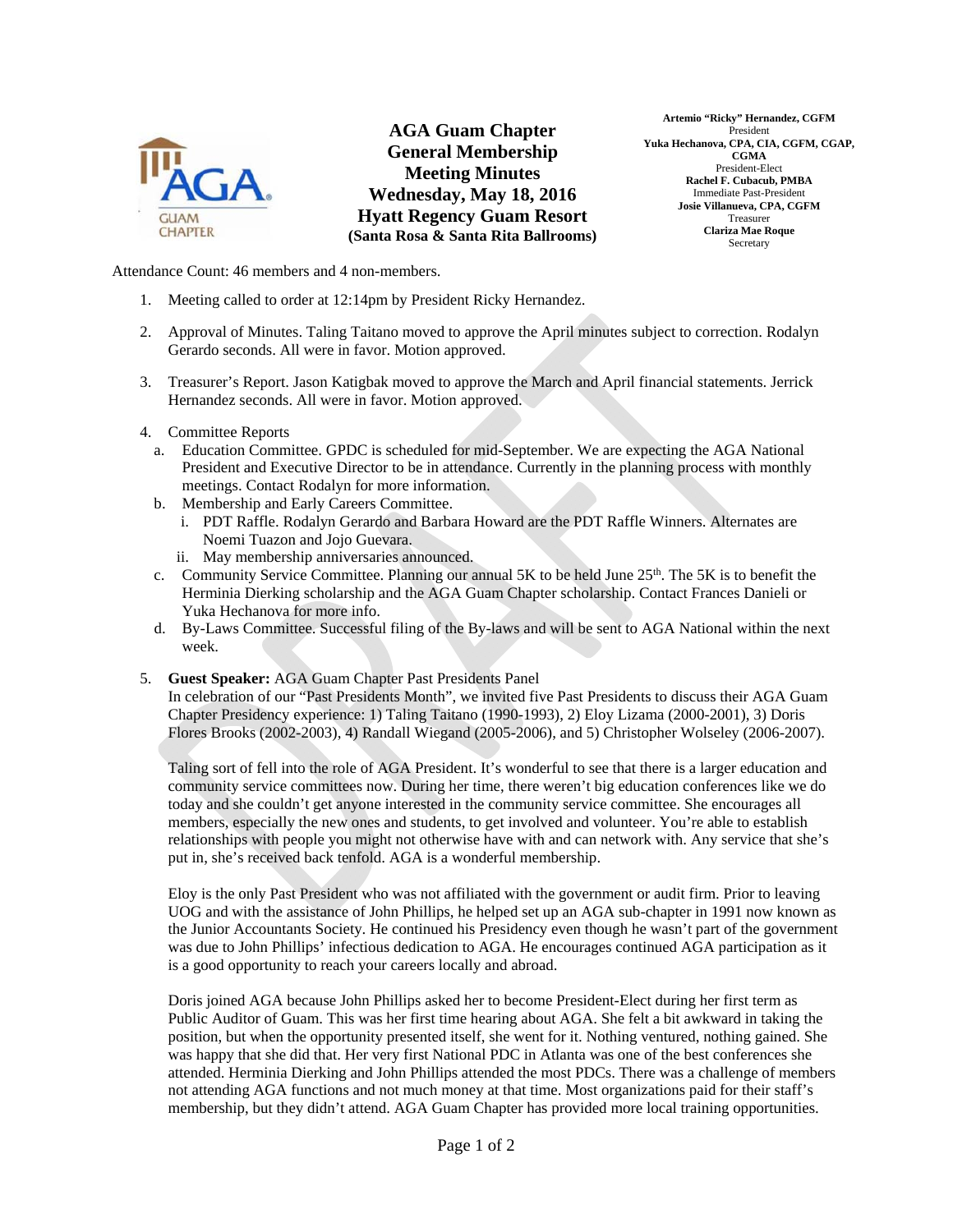# AGA Guam Chapter General Membership Meeting Minutes

**Wednesday, May 18, 2016**
**Hyatt Regency Guam Resort**
**(Santa Rosa & Santa Rita Ballrooms)**

**Artemio "Ricky" Hernandez, CGFM**
President
**Yuka Hechanova, CPA, CIA, CGFM, CGAP, CGMA**
President-Elect
**Rachel F. Cubacub, PMBA**
Immediate Past-President
**Josie Villanueva, CPA, CGFM**
Treasurer
**Clariza Mae Roque**
Secretary

Attendance Count: 46 members and 4 non-members.

1. Meeting called to order at 12:14pm by President Ricky Hernandez.

2. Approval of Minutes. Taling Taitano moved to approve the April minutes subject to correction. Rodalyn Gerardo seconds. All were in favor. Motion approved.

3. Treasurer's Report. Jason Katigbak moved to approve the March and April financial statements. Jerrick Hernandez seconds. All were in favor. Motion approved.

4. Committee Reports
   a. Education Committee. GPDC is scheduled for mid-September. We are expecting the AGA National President and Executive Director to be in attendance. Currently in the planning process with monthly meetings. Contact Rodalyn for more information.
   b. Membership and Early Careers Committee.
      i. PDT Raffle. Rodalyn Gerardo and Barbara Howard are the PDT Raffle Winners. Alternates are Noemi Tuazon and Jojo Guevara.
      ii. May membership anniversaries announced.
   c. Community Service Committee. Planning our annual 5K to be held June 25th. The 5K is to benefit the Herminia Dierking scholarship and the AGA Guam Chapter scholarship. Contact Frances Danieli or Yuka Hechanova for more info.
   d. By-Laws Committee. Successful filing of the By-laws and will be sent to AGA National within the next week.

5. **Guest Speaker:** AGA Guam Chapter Past Presidents Panel
   In celebration of our "Past Presidents Month", we invited five Past Presidents to discuss their AGA Guam Chapter Presidency experience: 1) Taling Taitano (1990-1993), 2) Eloy Lizama (2000-2001), 3) Doris Flores Brooks (2002-2003), 4) Randall Wiegand (2005-2006), and 5) Christopher Wolseley (2006-2007).

   Taling sort of fell into the role of AGA President. It's wonderful to see that there is a larger education and community service committees now. During her time, there weren't big education conferences like we do today and she couldn't get anyone interested in the community service committee. She encourages all members, especially the new ones and students, to get involved and volunteer. You're able to establish relationships with people you might not otherwise have with and can network with. Any service that she's put in, she's received back tenfold. AGA is a wonderful membership.

   Eloy is the only Past President who was not affiliated with the government or audit firm. Prior to leaving UOG and with the assistance of John Phillips, he helped set up an AGA sub-chapter in 1991 now known as the Junior Accountants Society. He continued his Presidency even though he wasn't part of the government was due to John Phillips' infectious dedication to AGA. He encourages continued AGA participation as it is a good opportunity to reach your careers locally and abroad.

   Doris joined AGA because John Phillips asked her to become President-Elect during her first term as Public Auditor of Guam. This was her first time hearing about AGA. She felt a bit awkward in taking the position, but when the opportunity presented itself, she went for it. Nothing ventured, nothing gained. She was happy that she did that. Her very first National PDC in Atlanta was one of the best conferences she attended. Herminia Dierking and John Phillips attended the most PDCs. There was a challenge of members not attending AGA functions and not much money at that time. Most organizations paid for their staff's membership, but they didn't attend. AGA Guam Chapter has provided more local training opportunities.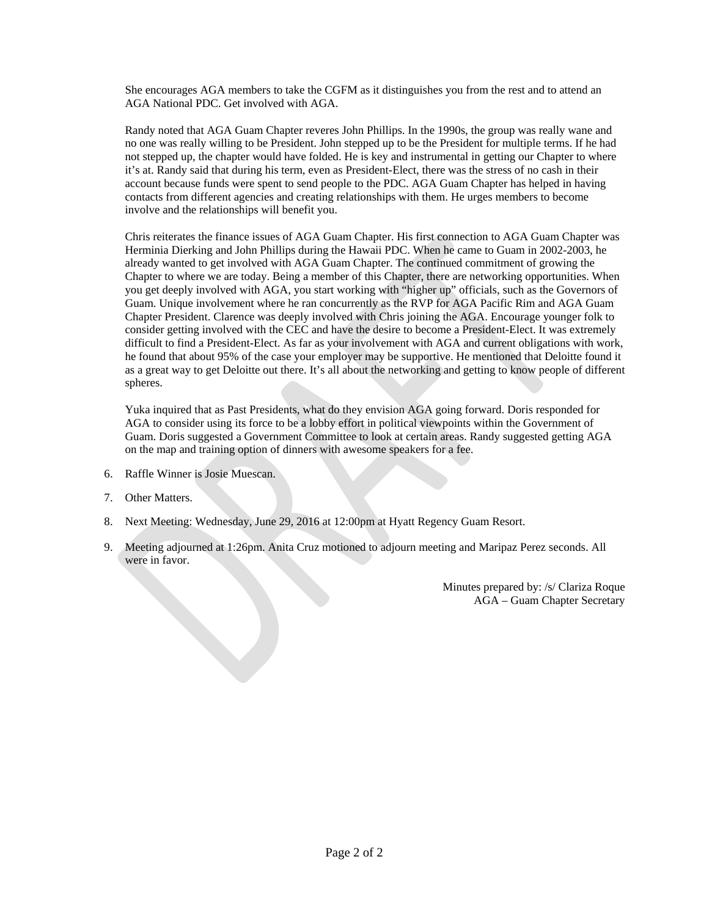She encourages AGA members to take the CGFM as it distinguishes you from the rest and to attend an AGA National PDC. Get involved with AGA.

Randy noted that AGA Guam Chapter reveres John Phillips. In the 1990s, the group was really wane and no one was really willing to be President. John stepped up to be the President for multiple terms. If he had not stepped up, the chapter would have folded. He is key and instrumental in getting our Chapter to where it's at. Randy said that during his term, even as President-Elect, there was the stress of no cash in their account because funds were spent to send people to the PDC. AGA Guam Chapter has helped in having contacts from different agencies and creating relationships with them. He urges members to become involve and the relationships will benefit you.

Chris reiterates the finance issues of AGA Guam Chapter. His first connection to AGA Guam Chapter was Herminia Dierking and John Phillips during the Hawaii PDC. When he came to Guam in 2002-2003, he already wanted to get involved with AGA Guam Chapter. The continued commitment of growing the Chapter to where we are today. Being a member of this Chapter, there are networking opportunities. When you get deeply involved with AGA, you start working with "higher up" officials, such as the Governors of Guam. Unique involvement where he ran concurrently as the RVP for AGA Pacific Rim and AGA Guam Chapter President. Clarence was deeply involved with Chris joining the AGA. Encourage younger folk to consider getting involved with the CEC and have the desire to become a President-Elect. It was extremely difficult to find a President-Elect. As far as your involvement with AGA and current obligations with work, he found that about 95% of the case your employer may be supportive. He mentioned that Deloitte found it as a great way to get Deloitte out there. It's all about the networking and getting to know people of different spheres.

Yuka inquired that as Past Presidents, what do they envision AGA going forward. Doris responded for AGA to consider using its force to be a lobby effort in political viewpoints within the Government of Guam. Doris suggested a Government Committee to look at certain areas. Randy suggested getting AGA on the map and training option of dinners with awesome speakers for a fee.

6. Raffle Winner is Josie Muescan.
7. Other Matters.
8. Next Meeting: Wednesday, June 29, 2016 at 12:00pm at Hyatt Regency Guam Resort.
9. Meeting adjourned at 1:26pm. Anita Cruz motioned to adjourn meeting and Maripaz Perez seconds. All were in favor.

Minutes prepared by: /s/ Clariza Roque
AGA – Guam Chapter Secretary